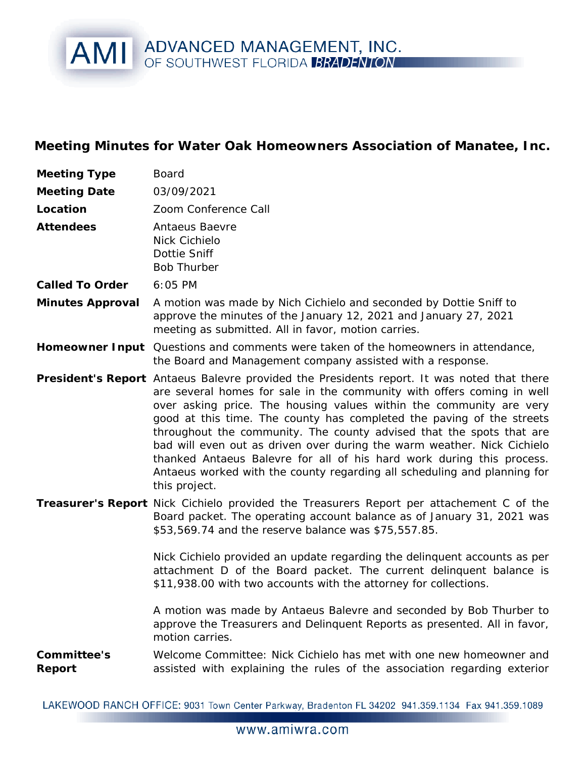# Meeting Minutes for Water Oak Homeowners Association of Manatee, Inc.

| | |
|---|---|
| **Meeting Type** | Board |
| **Meeting Date** | 03/09/2021 |
| **Location** | Zoom Conference Call |
| **Attendees** | Antaeus Baevre<br>Nick Cichielo<br>Dottie Sniff<br>Bob Thurber |
| **Called To Order** | 6:05 PM |
| **Minutes Approval** | A motion was made by Nich Cichielo and seconded by Dottie Sniff to approve the minutes of the January 12, 2021 and January 27, 2021 meeting as submitted. All in favor, motion carries. |
| **Homeowner Input** | Questions and comments were taken of the homeowners in attendance, the Board and Management company assisted with a response. |
| **President's Report** | Antaeus Balevre provided the Presidents report. It was noted that there are several homes for sale in the community with offers coming in well over asking price. The housing values within the community are very good at this time. The county has completed the paving of the streets throughout the community. The county advised that the spots that are bad will even out as driven over during the warm weather. Nick Cichielo thanked Antaeus Balevre for all of his hard work during this process. Antaeus worked with the county regarding all scheduling and planning for this project. |
| **Treasurer's Report** | Nick Cichielo provided the Treasurers Report per attachement C of the Board packet. The operating account balance as of January 31, 2021 was \$53,569.74 and the reserve balance was \$75,557.85.<br><br>Nick Cichielo provided an update regarding the delinquent accounts as per attachment D of the Board packet. The current delinquent balance is \$11,938.00 with two accounts with the attorney for collections.<br><br>A motion was made by Antaeus Balevre and seconded by Bob Thurber to approve the Treasurers and Delinquent Reports as presented. All in favor, motion carries. |
| **Committee's Report** | Welcome Committee: Nick Cichielo has met with one new homeowner and assisted with explaining the rules of the association regarding exterior |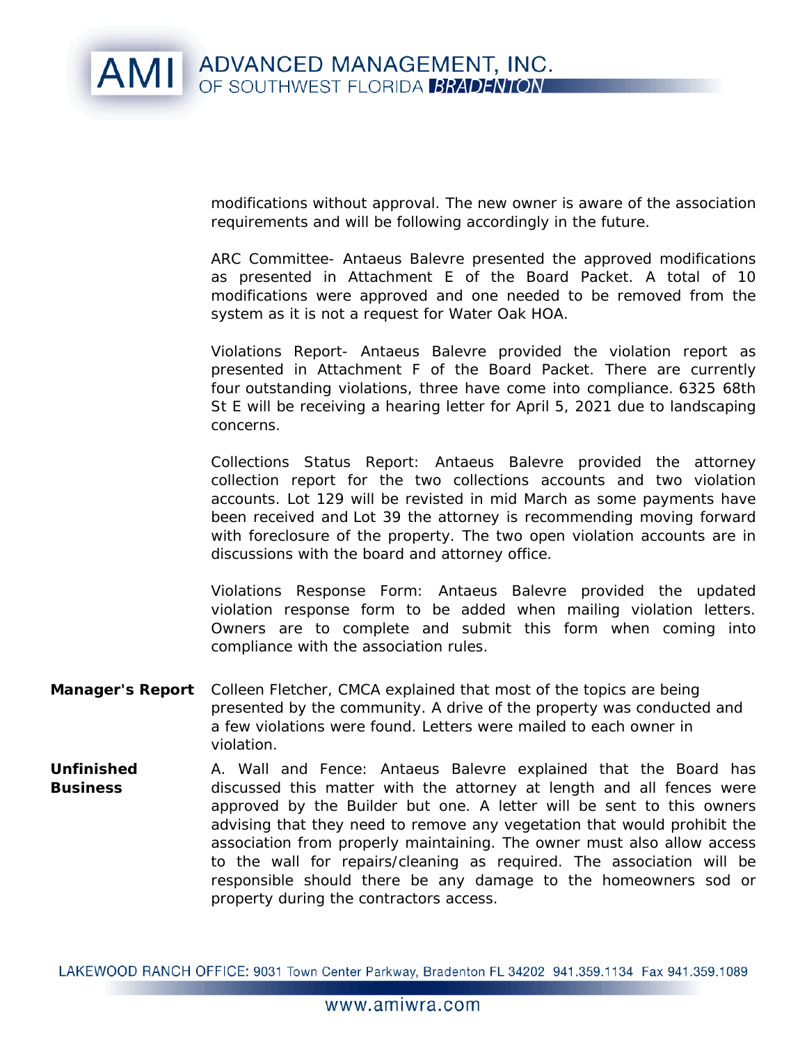modifications without approval. The new owner is aware of the association requirements and will be following accordingly in the future.

ARC Committee- Antaeus Balevre presented the approved modifications as presented in Attachment E of the Board Packet. A total of 10 modifications were approved and one needed to be removed from the system as it is not a request for Water Oak HOA.

Violations Report- Antaeus Balevre provided the violation report as presented in Attachment F of the Board Packet. There are currently four outstanding violations, three have come into compliance. 6325 68th St E will be receiving a hearing letter for April 5, 2021 due to landscaping concerns.

Collections Status Report: Antaeus Balevre provided the attorney collection report for the two collections accounts and two violation accounts. Lot 129 will be revisted in mid March as some payments have been received and Lot 39 the attorney is recommending moving forward with foreclosure of the property. The two open violation accounts are in discussions with the board and attorney office.

Violations Response Form: Antaeus Balevre provided the updated violation response form to be added when mailing violation letters. Owners are to complete and submit this form when coming into compliance with the association rules.

**Manager's Report**

Colleen Fletcher, CMCA explained that most of the topics are being presented by the community. A drive of the property was conducted and a few violations were found. Letters were mailed to each owner in violation.

**Unfinished Business**

A. Wall and Fence: Antaeus Balevre explained that the Board has discussed this matter with the attorney at length and all fences were approved by the Builder but one. A letter will be sent to this owners advising that they need to remove any vegetation that would prohibit the association from properly maintaining. The owner must also allow access to the wall for repairs/cleaning as required. The association will be responsible should there be any damage to the homeowners sod or property during the contractors access.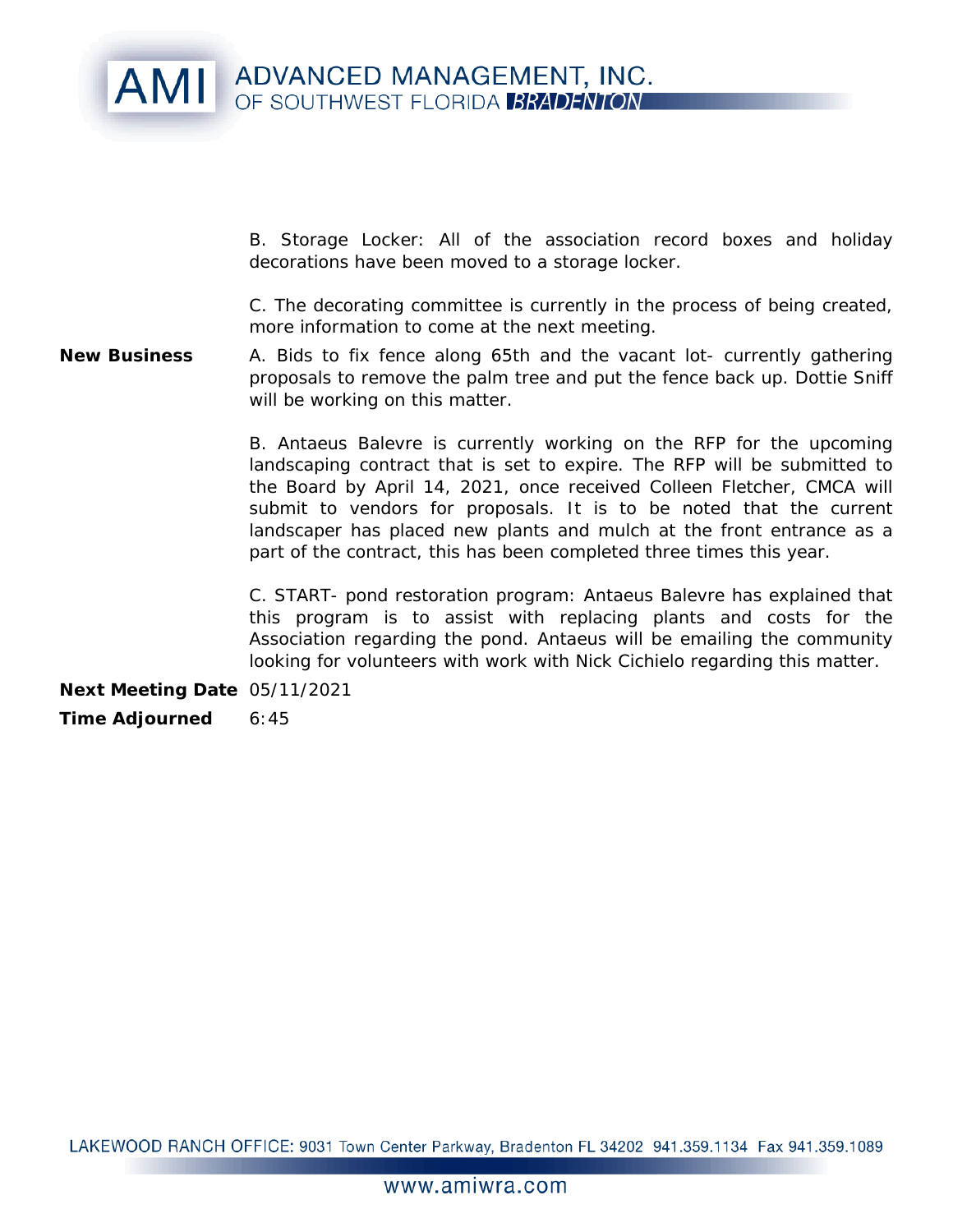B. Storage Locker: All of the association record boxes and holiday decorations have been moved to a storage locker.

C. The decorating committee is currently in the process of being created, more information to come at the next meeting.

**New Business**

A. Bids to fix fence along 65th and the vacant lot- currently gathering proposals to remove the palm tree and put the fence back up. Dottie Sniff will be working on this matter.

B. Antaeus Balevre is currently working on the RFP for the upcoming landscaping contract that is set to expire. The RFP will be submitted to the Board by April 14, 2021, once received Colleen Fletcher, CMCA will submit to vendors for proposals. It is to be noted that the current landscaper has placed new plants and mulch at the front entrance as a part of the contract, this has been completed three times this year.

C. START- pond restoration program: Antaeus Balevre has explained that this program is to assist with replacing plants and costs for the Association regarding the pond. Antaeus will be emailing the community looking for volunteers with work with Nick Cichielo regarding this matter.

**Next Meeting Date** 05/11/2021

**Time Adjourned** 6:45